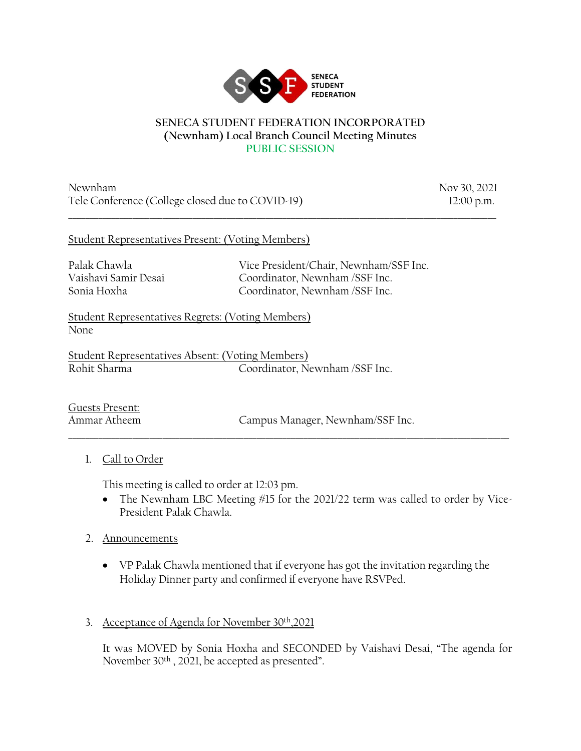**SENECA STUDENT FEDERATION INCORPORATED**
**(Newnham) Local Branch Council Meeting Minutes**
**PUBLIC SESSION**

Newnham — Nov 30, 2021
Tele Conference (College closed due to COVID-19) — 12:00 p.m.

---

Student Representatives Present: (Voting Members)

| | |
|---|---|
| Palak Chawla | Vice President/Chair, Newnham/SSF Inc. |
| Vaishavi Samir Desai | Coordinator, Newnham /SSF Inc. |
| Sonia Hoxha | Coordinator, Newnham /SSF Inc. |

Student Representatives Regrets: (Voting Members)
None

Student Representatives Absent: (Voting Members)

| | |
|---|---|
| Rohit Sharma | Coordinator, Newnham /SSF Inc. |

Guests Present:

| | |
|---|---|
| Ammar Atheem | Campus Manager, Newnham/SSF Inc. |

---

1. Call to Order

   This meeting is called to order at 12:03 pm.
   - The Newnham LBC Meeting #15 for the 2021/22 term was called to order by Vice-President Palak Chawla.

2. Announcements

   - VP Palak Chawla mentioned that if everyone has got the invitation regarding the Holiday Dinner party and confirmed if everyone have RSVPed.

3. Acceptance of Agenda for November 30th,2021

   It was MOVED by Sonia Hoxha and SECONDED by Vaishavi Desai, "The agenda for November 30th , 2021, be accepted as presented".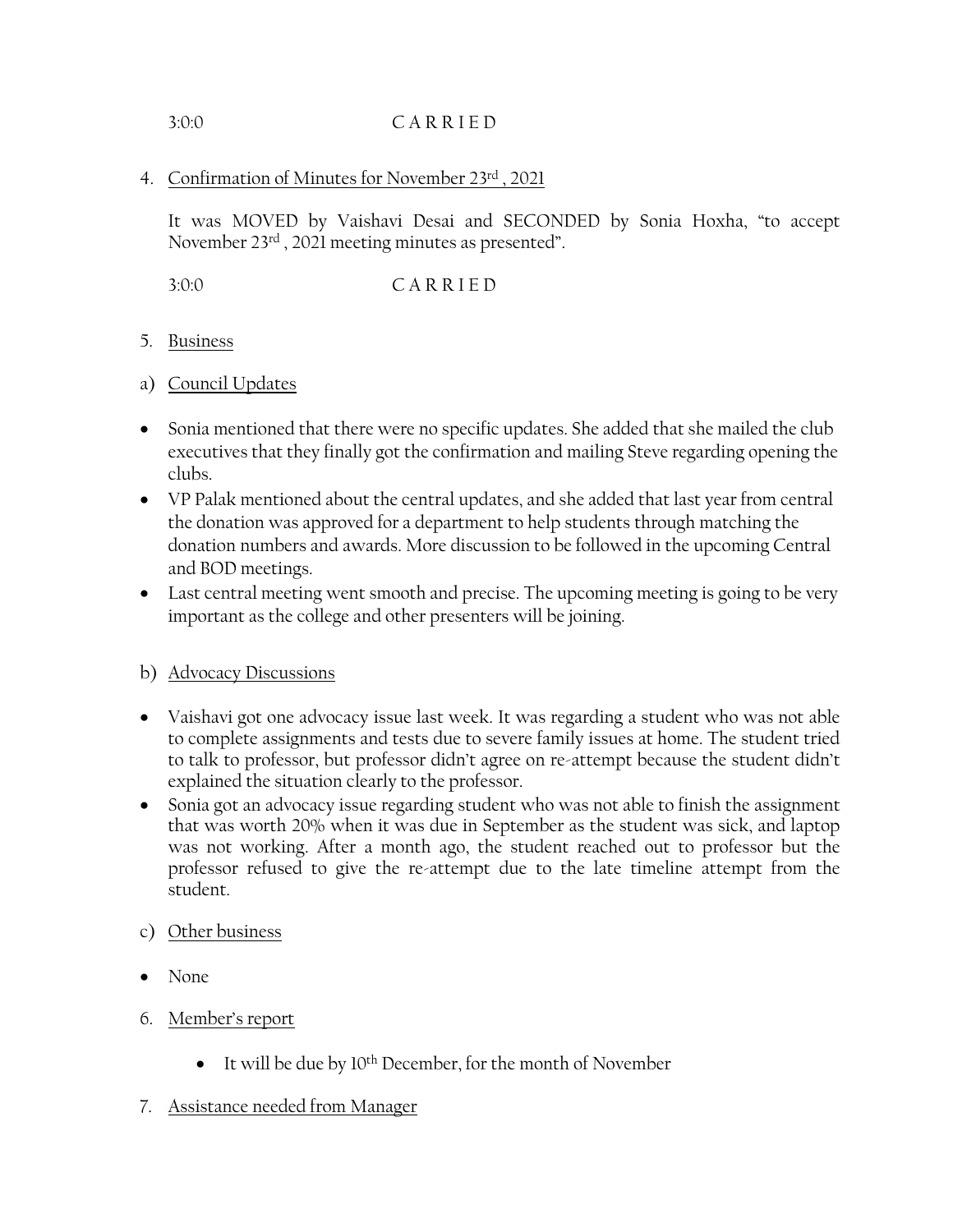3:0:0                              C A R R I E D

4. Confirmation of Minutes for November 23rd , 2021

   It was MOVED by Vaishavi Desai and SECONDED by Sonia Hoxha, "to accept November 23rd , 2021 meeting minutes as presented".

   3:0:0                              C A R R I E D

5. Business

a) Council Updates

- Sonia mentioned that there were no specific updates. She added that she mailed the club executives that they finally got the confirmation and mailing Steve regarding opening the clubs.
- VP Palak mentioned about the central updates, and she added that last year from central the donation was approved for a department to help students through matching the donation numbers and awards. More discussion to be followed in the upcoming Central and BOD meetings.
- Last central meeting went smooth and precise. The upcoming meeting is going to be very important as the college and other presenters will be joining.

b) Advocacy Discussions

- Vaishavi got one advocacy issue last week. It was regarding a student who was not able to complete assignments and tests due to severe family issues at home. The student tried to talk to professor, but professor didn't agree on re-attempt because the student didn't explained the situation clearly to the professor.
- Sonia got an advocacy issue regarding student who was not able to finish the assignment that was worth 20% when it was due in September as the student was sick, and laptop was not working. After a month ago, the student reached out to professor but the professor refused to give the re-attempt due to the late timeline attempt from the student.

c) Other business

- None

6. Member's report

   - It will be due by 10th December, for the month of November

7. Assistance needed from Manager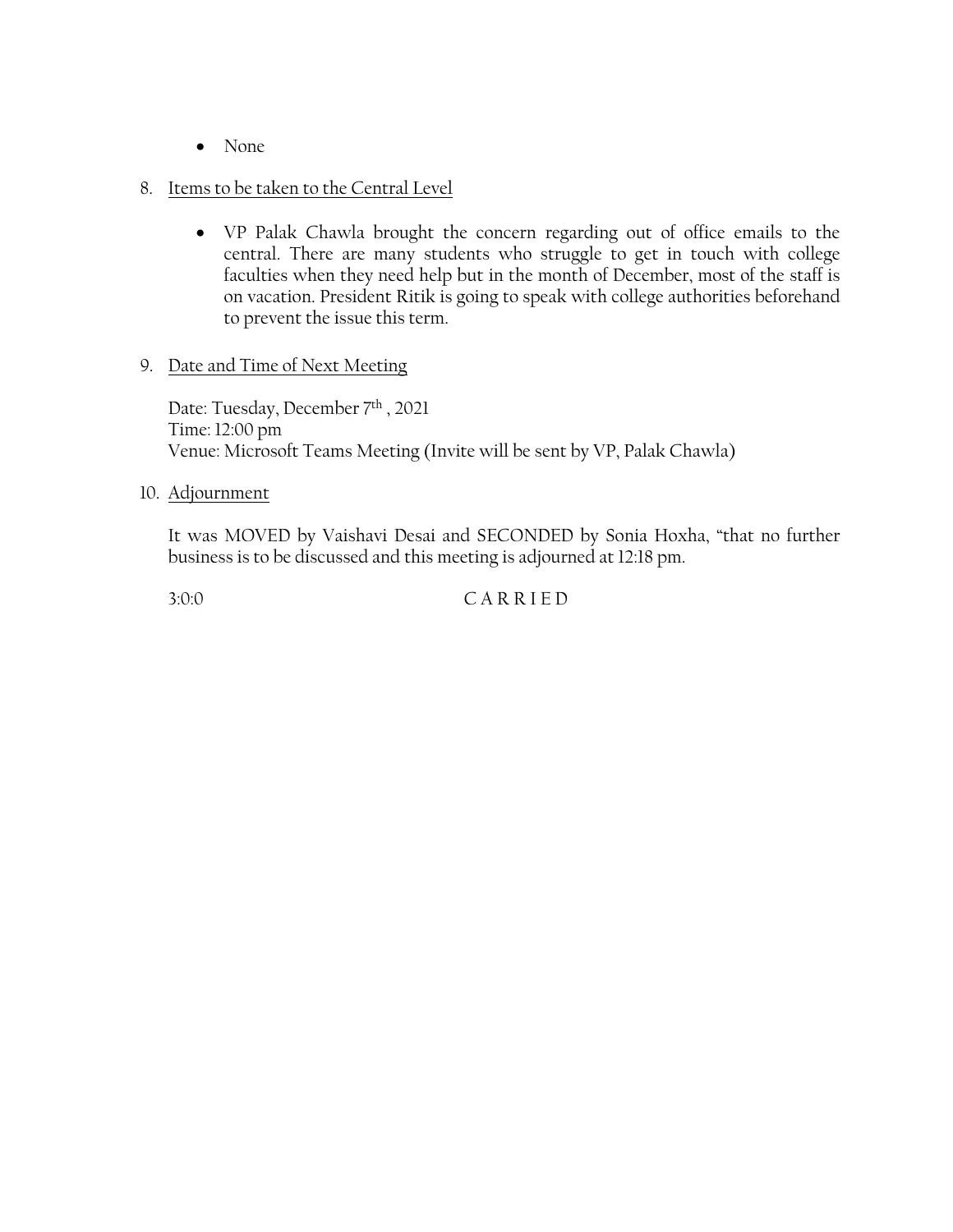- None

8. Items to be taken to the Central Level

    - VP Palak Chawla brought the concern regarding out of office emails to the central. There are many students who struggle to get in touch with college faculties when they need help but in the month of December, most of the staff is on vacation. President Ritik is going to speak with college authorities beforehand to prevent the issue this term.

9. Date and Time of Next Meeting

    Date: Tuesday, December 7th , 2021
    Time: 12:00 pm
    Venue: Microsoft Teams Meeting (Invite will be sent by VP, Palak Chawla)

10. Adjournment

    It was MOVED by Vaishavi Desai and SECONDED by Sonia Hoxha, "that no further business is to be discussed and this meeting is adjourned at 12:18 pm.

    3:0:0 C A R R I E D